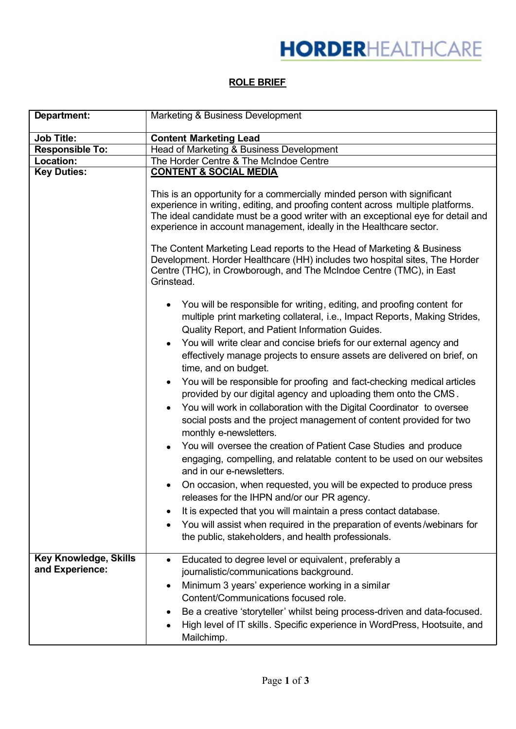HORDERHEALTHCARE

# ROLE BRIEF

| | |
|---|---|
| **Department:** | Marketing & Business Development |
| **Job Title:** | **Content Marketing Lead** |
| **Responsible To:** | Head of Marketing & Business Development |
| **Location:** | The Horder Centre & The McIndoe Centre |
| **Key Duties:** | **CONTENT & SOCIAL MEDIA**<br><br>This is an opportunity for a commercially minded person with significant experience in writing, editing, and proofing content across multiple platforms. The ideal candidate must be a good writer with an exceptional eye for detail and experience in account management, ideally in the Healthcare sector.<br><br>The Content Marketing Lead reports to the Head of Marketing & Business Development. Horder Healthcare (HH) includes two hospital sites, The Horder Centre (THC), in Crowborough, and The McIndoe Centre (TMC), in East Grinstead.<br><br>• You will be responsible for writing, editing, and proofing content for multiple print marketing collateral, i.e., Impact Reports, Making Strides, Quality Report, and Patient Information Guides.<br>• You will write clear and concise briefs for our external agency and effectively manage projects to ensure assets are delivered on brief, on time, and on budget.<br>• You will be responsible for proofing and fact-checking medical articles provided by our digital agency and uploading them onto the CMS.<br>• You will work in collaboration with the Digital Coordinator to oversee social posts and the project management of content provided for two monthly e-newsletters.<br>• You will oversee the creation of Patient Case Studies and produce engaging, compelling, and relatable content to be used on our websites and in our e-newsletters.<br>• On occasion, when requested, you will be expected to produce press releases for the IHPN and/or our PR agency.<br>• It is expected that you will maintain a press contact database.<br>• You will assist when required in the preparation of events/webinars for the public, stakeholders, and health professionals. |
| **Key Knowledge, Skills and Experience:** | • Educated to degree level or equivalent, preferably a journalistic/communications background.<br>• Minimum 3 years' experience working in a similar Content/Communications focused role.<br>• Be a creative 'storyteller' whilst being process-driven and data-focused.<br>• High level of IT skills. Specific experience in WordPress, Hootsuite, and Mailchimp. |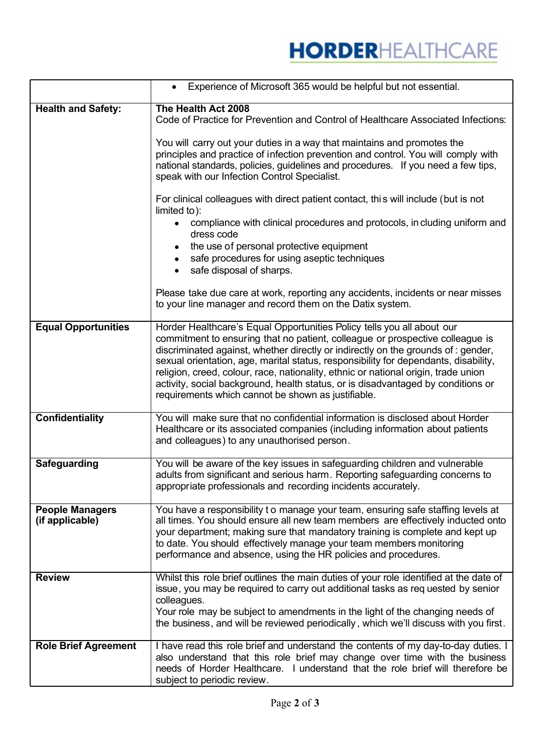| | |
|---|---|
| | • Experience of Microsoft 365 would be helpful but not essential. |
| **Health and Safety:** | **The Health Act 2008**<br>Code of Practice for Prevention and Control of Healthcare Associated Infections:<br><br>You will carry out your duties in a way that maintains and promotes the principles and practice of infection prevention and control. You will comply with national standards, policies, guidelines and procedures. If you need a few tips, speak with our Infection Control Specialist.<br><br>For clinical colleagues with direct patient contact, this will include (but is not limited to):<br>• compliance with clinical procedures and protocols, including uniform and dress code<br>• the use of personal protective equipment<br>• safe procedures for using aseptic techniques<br>• safe disposal of sharps.<br><br>Please take due care at work, reporting any accidents, incidents or near misses to your line manager and record them on the Datix system. |
| **Equal Opportunities** | Horder Healthcare's Equal Opportunities Policy tells you all about our commitment to ensuring that no patient, colleague or prospective colleague is discriminated against, whether directly or indirectly on the grounds of: gender, sexual orientation, age, marital status, responsibility for dependants, disability, religion, creed, colour, race, nationality, ethnic or national origin, trade union activity, social background, health status, or is disadvantaged by conditions or requirements which cannot be shown as justifiable. |
| **Confidentiality** | You will make sure that no confidential information is disclosed about Horder Healthcare or its associated companies (including information about patients and colleagues) to any unauthorised person. |
| **Safeguarding** | You will be aware of the key issues in safeguarding children and vulnerable adults from significant and serious harm. Reporting safeguarding concerns to appropriate professionals and recording incidents accurately. |
| **People Managers (if applicable)** | You have a responsibility to manage your team, ensuring safe staffing levels at all times. You should ensure all new team members are effectively inducted onto your department; making sure that mandatory training is complete and kept up to date. You should effectively manage your team members monitoring performance and absence, using the HR policies and procedures. |
| **Review** | Whilst this role brief outlines the main duties of your role identified at the date of issue, you may be required to carry out additional tasks as requested by senior colleagues.<br>Your role may be subject to amendments in the light of the changing needs of the business, and will be reviewed periodically, which we'll discuss with you first. |
| **Role Brief Agreement** | I have read this role brief and understand the contents of my day-to-day duties. I also understand that this role brief may change over time with the business needs of Horder Healthcare. I understand that the role brief will therefore be subject to periodic review. |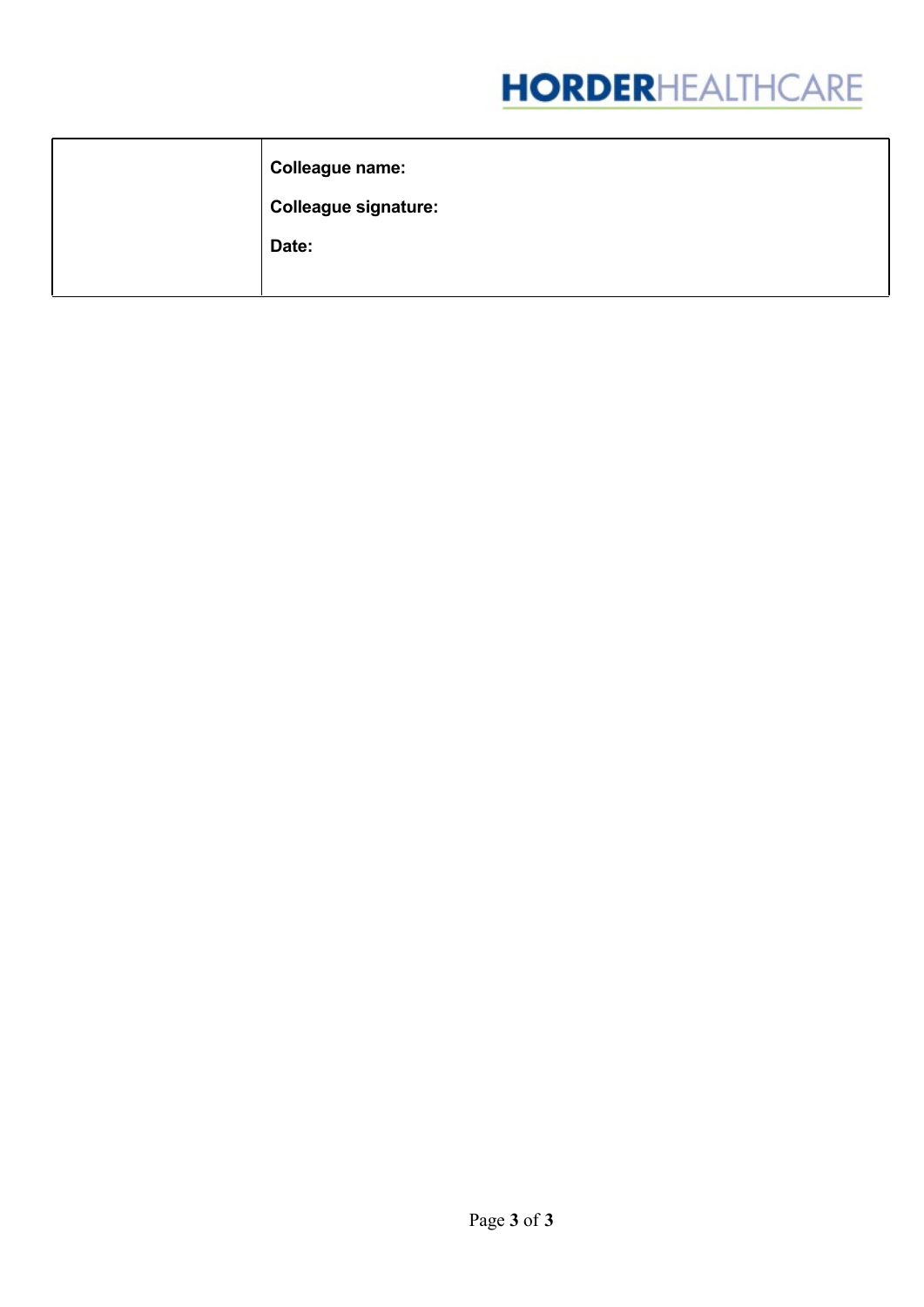| | |
|---|---|
| | **Colleague name:**<br>**Colleague signature:**<br>**Date:** |